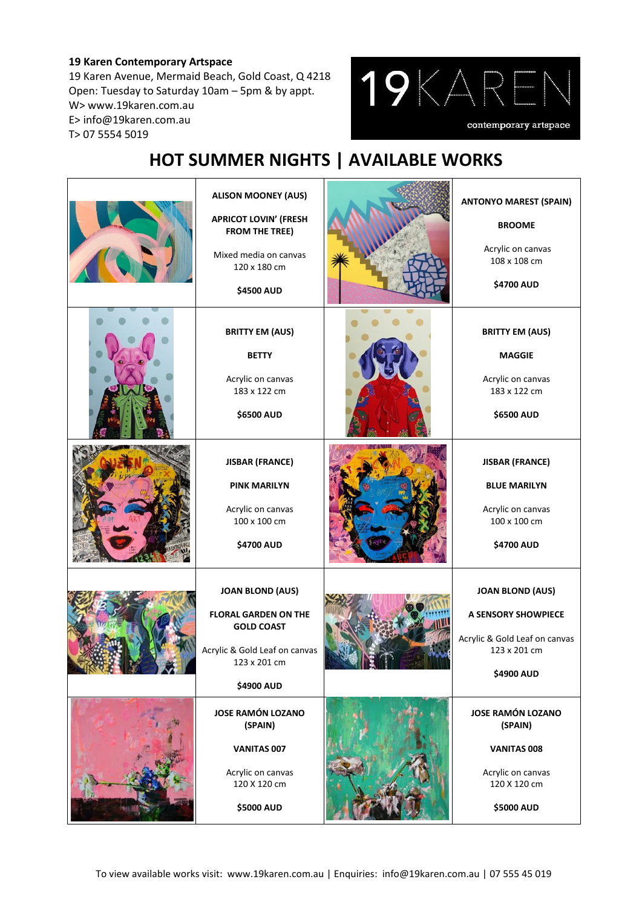**19 Karen Contemporary Artspace**
19 Karen Avenue, Mermaid Beach, Gold Coast, Q 4218
Open: Tuesday to Saturday 10am – 5pm & by appt.
W> www.19karen.com.au
E> info@19karen.com.au
T> 07 5554 5019

19KAREN contemporary artspace

# HOT SUMMER NIGHTS | AVAILABLE WORKS

| | | | |
|---|---|---|---|
| | **ALISON MOONEY (AUS)**<br><br>**APRICOT LOVIN' (FRESH FROM THE TREE)**<br><br>Mixed media on canvas<br>120 x 180 cm<br><br>**$4500 AUD** | | **ANTONYO MAREST (SPAIN)**<br><br>**BROOME**<br><br>Acrylic on canvas<br>108 x 108 cm<br><br>**$4700 AUD** |
| | **BRITTY EM (AUS)**<br><br>**BETTY**<br><br>Acrylic on canvas<br>183 x 122 cm<br><br>**$6500 AUD** | | **BRITTY EM (AUS)**<br><br>**MAGGIE**<br><br>Acrylic on canvas<br>183 x 122 cm<br><br>**$6500 AUD** |
| | **JISBAR (FRANCE)**<br><br>**PINK MARILYN**<br><br>Acrylic on canvas<br>100 x 100 cm<br><br>**$4700 AUD** | | **JISBAR (FRANCE)**<br><br>**BLUE MARILYN**<br><br>Acrylic on canvas<br>100 x 100 cm<br><br>**$4700 AUD** |
| | **JOAN BLOND (AUS)**<br><br>**FLORAL GARDEN ON THE GOLD COAST**<br><br>Acrylic & Gold Leaf on canvas<br>123 x 201 cm<br><br>**$4900 AUD** | | **JOAN BLOND (AUS)**<br><br>**A SENSORY SHOWPIECE**<br><br>Acrylic & Gold Leaf on canvas<br>123 x 201 cm<br><br>**$4900 AUD** |
| | **JOSE RAMÓN LOZANO (SPAIN)**<br><br>**VANITAS 007**<br><br>Acrylic on canvas<br>120 X 120 cm<br><br>**$5000 AUD** | | **JOSE RAMÓN LOZANO (SPAIN)**<br><br>**VANITAS 008**<br><br>Acrylic on canvas<br>120 X 120 cm<br><br>**$5000 AUD** |

To view available works visit: www.19karen.com.au | Enquiries: info@19karen.com.au | 07 555 45 019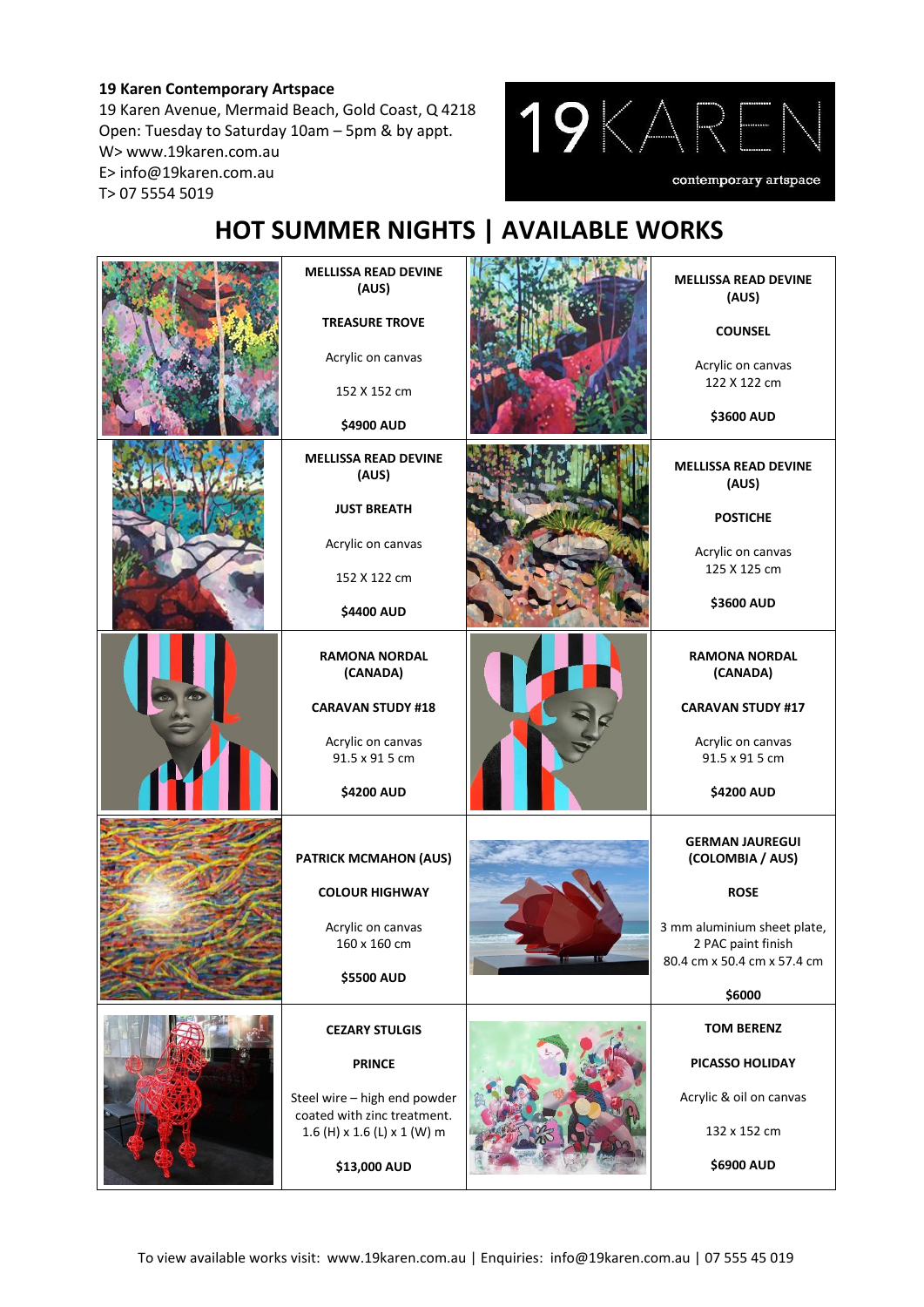**19 Karen Contemporary Artspace**
19 Karen Avenue, Mermaid Beach, Gold Coast, Q 4218
Open: Tuesday to Saturday 10am – 5pm & by appt.
W> www.19karen.com.au
E> info@19karen.com.au
T> 07 5554 5019

19KAREN contemporary artspace

# HOT SUMMER NIGHTS | AVAILABLE WORKS

| | | | |
|---|---|---|---|
| | **MELLISSA READ DEVINE (AUS)**<br><br>**TREASURE TROVE**<br><br>Acrylic on canvas<br><br>152 X 152 cm<br><br>**$4900 AUD** | | **MELLISSA READ DEVINE (AUS)**<br><br>**COUNSEL**<br><br>Acrylic on canvas<br>122 X 122 cm<br><br>**$3600 AUD** |
| | **MELLISSA READ DEVINE (AUS)**<br><br>**JUST BREATH**<br><br>Acrylic on canvas<br><br>152 X 122 cm<br><br>**$4400 AUD** | | **MELLISSA READ DEVINE (AUS)**<br><br>**POSTICHE**<br><br>Acrylic on canvas<br>125 X 125 cm<br><br>**$3600 AUD** |
| | **RAMONA NORDAL (CANADA)**<br><br>**CARAVAN STUDY #18**<br><br>Acrylic on canvas<br>91.5 x 91 5 cm<br><br>**$4200 AUD** | | **RAMONA NORDAL (CANADA)**<br><br>**CARAVAN STUDY #17**<br><br>Acrylic on canvas<br>91.5 x 91 5 cm<br><br>**$4200 AUD** |
| | **PATRICK MCMAHON (AUS)**<br><br>**COLOUR HIGHWAY**<br><br>Acrylic on canvas<br>160 x 160 cm<br><br>**$5500 AUD** | | **GERMAN JAUREGUI (COLOMBIA / AUS)**<br><br>**ROSE**<br><br>3 mm aluminium sheet plate, 2 PAC paint finish<br>80.4 cm x 50.4 cm x 57.4 cm<br><br>**$6000** |
| | **CEZARY STULGIS**<br><br>**PRINCE**<br><br>Steel wire – high end powder coated with zinc treatment.<br>1.6 (H) x 1.6 (L) x 1 (W) m<br><br>**$13,000 AUD** | | **TOM BERENZ**<br><br>**PICASSO HOLIDAY**<br><br>Acrylic & oil on canvas<br><br>132 x 152 cm<br><br>**$6900 AUD** |

To view available works visit: www.19karen.com.au | Enquiries: info@19karen.com.au | 07 555 45 019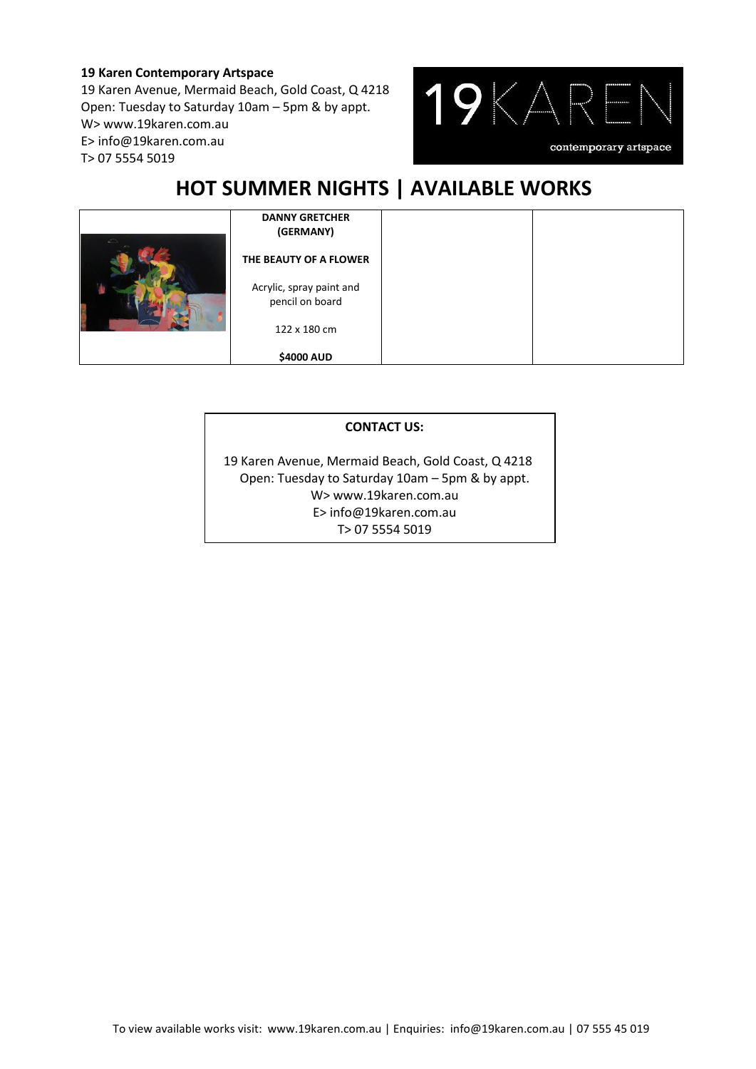**19 Karen Contemporary Artspace**
19 Karen Avenue, Mermaid Beach, Gold Coast, Q 4218
Open: Tuesday to Saturday 10am – 5pm & by appt.
W> www.19karen.com.au
E> info@19karen.com.au
T> 07 5554 5019

19KAREN
contemporary artspace

# HOT SUMMER NIGHTS | AVAILABLE WORKS

| | | | |
|---|---|---|---|
| | **DANNY GRETCHER (GERMANY)**<br><br>**THE BEAUTY OF A FLOWER**<br><br>Acrylic, spray paint and pencil on board<br><br>122 x 180 cm<br><br>**$4000 AUD** | | |

**CONTACT US:**

19 Karen Avenue, Mermaid Beach, Gold Coast, Q 4218
Open: Tuesday to Saturday 10am – 5pm & by appt.
W> www.19karen.com.au
E> info@19karen.com.au
T> 07 5554 5019